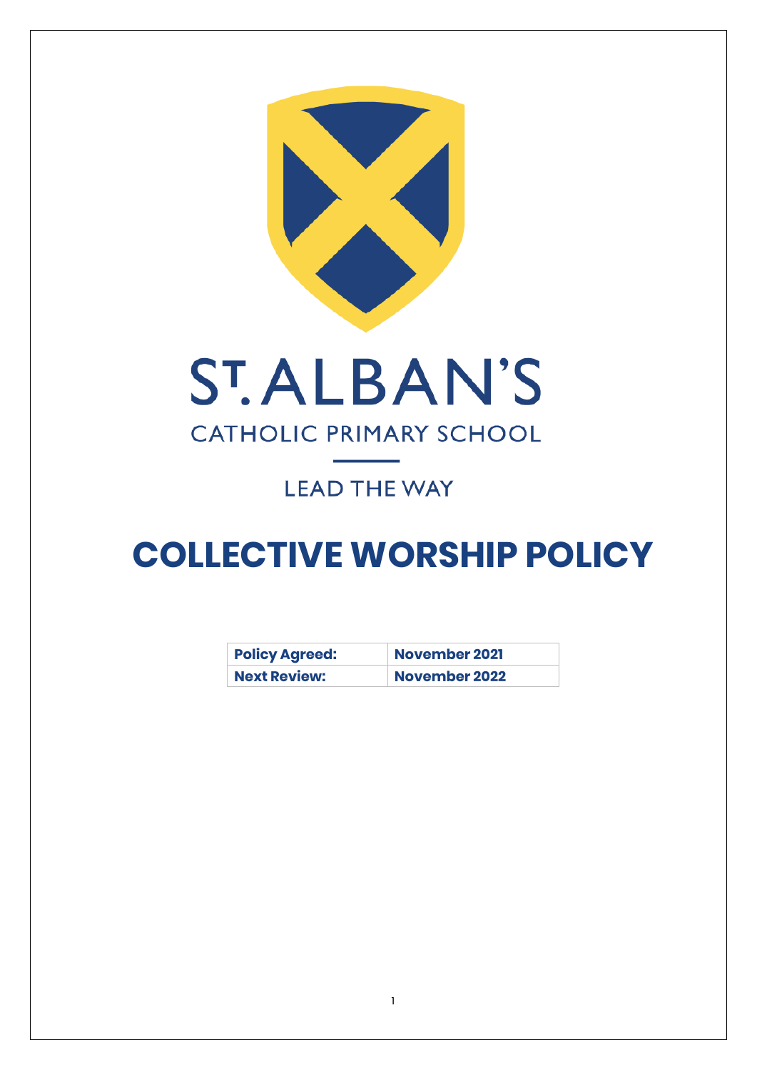ST. ALBAN'S

CATHOLIC PRIMARY SCHOOL

LEAD THE WAY

# COLLECTIVE WORSHIP POLICY

| **Policy Agreed:** | **November 2021** |
| --- | --- |
| **Next Review:** | **November 2022** |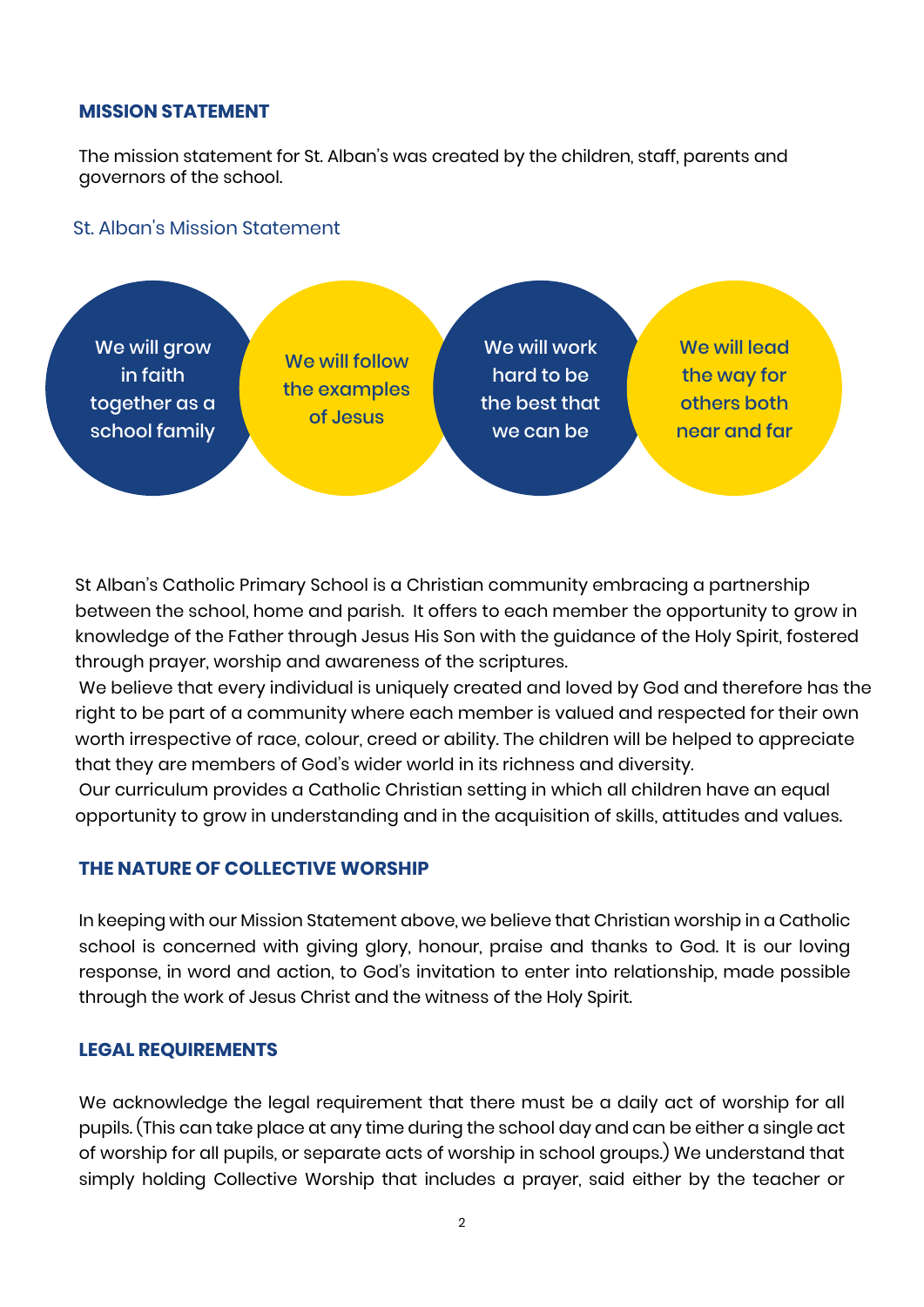## MISSION STATEMENT

The mission statement for St. Alban's was created by the children, staff, parents and governors of the school.

### St. Alban's Mission Statement

- We will grow in faith together as a school family
- We will follow the examples of Jesus
- We will work hard to be the best that we can be
- We will lead the way for others both near and far

St Alban's Catholic Primary School is a Christian community embracing a partnership between the school, home and parish. It offers to each member the opportunity to grow in knowledge of the Father through Jesus His Son with the guidance of the Holy Spirit, fostered through prayer, worship and awareness of the scriptures.

We believe that every individual is uniquely created and loved by God and therefore has the right to be part of a community where each member is valued and respected for their own worth irrespective of race, colour, creed or ability. The children will be helped to appreciate that they are members of God's wider world in its richness and diversity.

Our curriculum provides a Catholic Christian setting in which all children have an equal opportunity to grow in understanding and in the acquisition of skills, attitudes and values.

## THE NATURE OF COLLECTIVE WORSHIP

In keeping with our Mission Statement above, we believe that Christian worship in a Catholic school is concerned with giving glory, honour, praise and thanks to God. It is our loving response, in word and action, to God's invitation to enter into relationship, made possible through the work of Jesus Christ and the witness of the Holy Spirit.

## LEGAL REQUIREMENTS

We acknowledge the legal requirement that there must be a daily act of worship for all pupils. (This can take place at any time during the school day and can be either a single act of worship for all pupils, or separate acts of worship in school groups.) We understand that simply holding Collective Worship that includes a prayer, said either by the teacher or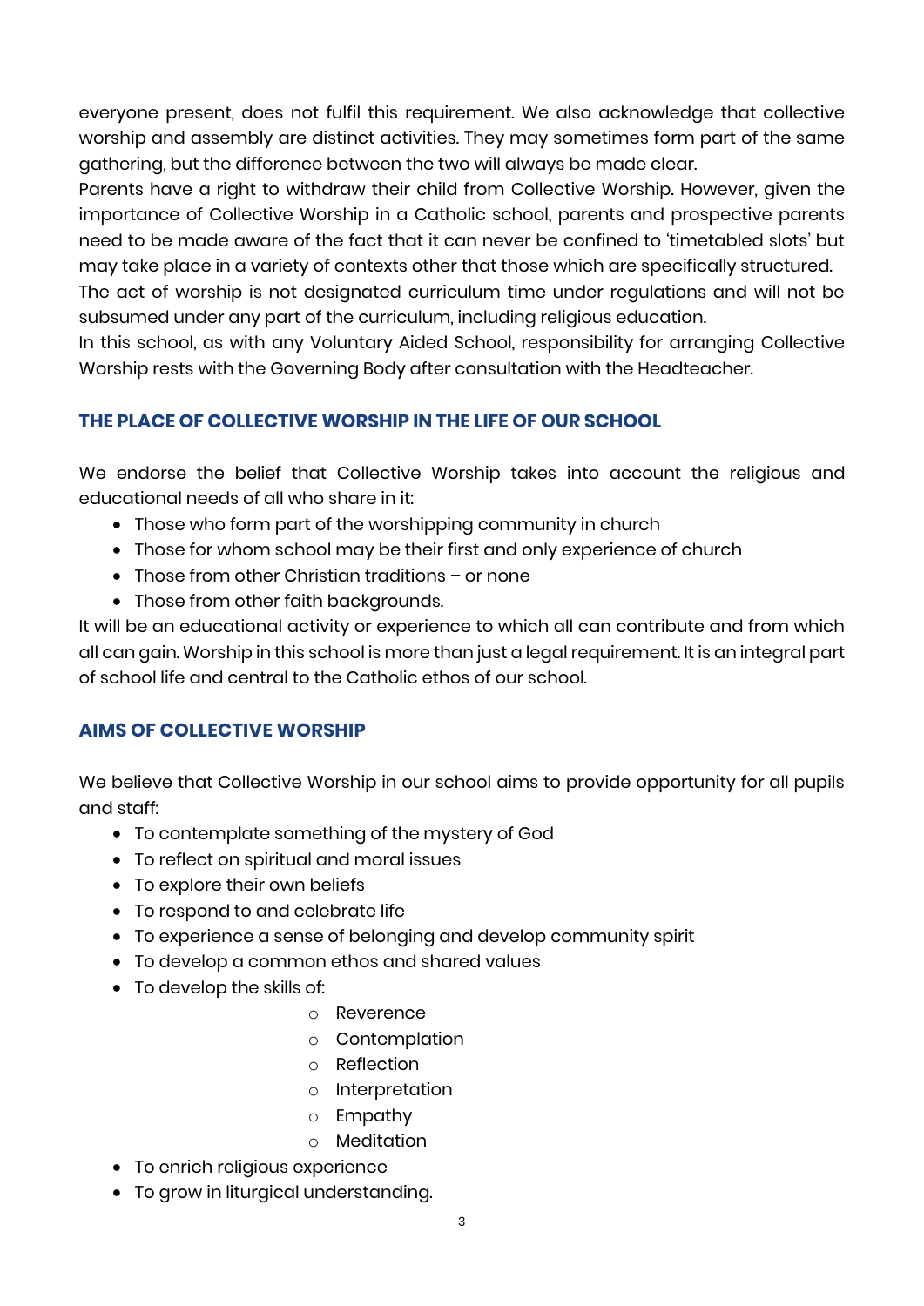everyone present, does not fulfil this requirement. We also acknowledge that collective worship and assembly are distinct activities. They may sometimes form part of the same gathering, but the difference between the two will always be made clear.

Parents have a right to withdraw their child from Collective Worship. However, given the importance of Collective Worship in a Catholic school, parents and prospective parents need to be made aware of the fact that it can never be confined to 'timetabled slots' but may take place in a variety of contexts other that those which are specifically structured.

The act of worship is not designated curriculum time under regulations and will not be subsumed under any part of the curriculum, including religious education.

In this school, as with any Voluntary Aided School, responsibility for arranging Collective Worship rests with the Governing Body after consultation with the Headteacher.

## THE PLACE OF COLLECTIVE WORSHIP IN THE LIFE OF OUR SCHOOL

We endorse the belief that Collective Worship takes into account the religious and educational needs of all who share in it:

- Those who form part of the worshipping community in church
- Those for whom school may be their first and only experience of church
- Those from other Christian traditions – or none
- Those from other faith backgrounds.

It will be an educational activity or experience to which all can contribute and from which all can gain. Worship in this school is more than just a legal requirement. It is an integral part of school life and central to the Catholic ethos of our school.

## AIMS OF COLLECTIVE WORSHIP

We believe that Collective Worship in our school aims to provide opportunity for all pupils and staff:

- To contemplate something of the mystery of God
- To reflect on spiritual and moral issues
- To explore their own beliefs
- To respond to and celebrate life
- To experience a sense of belonging and develop community spirit
- To develop a common ethos and shared values
- To develop the skills of:
  - Reverence
  - Contemplation
  - Reflection
  - Interpretation
  - Empathy
  - Meditation
- To enrich religious experience
- To grow in liturgical understanding.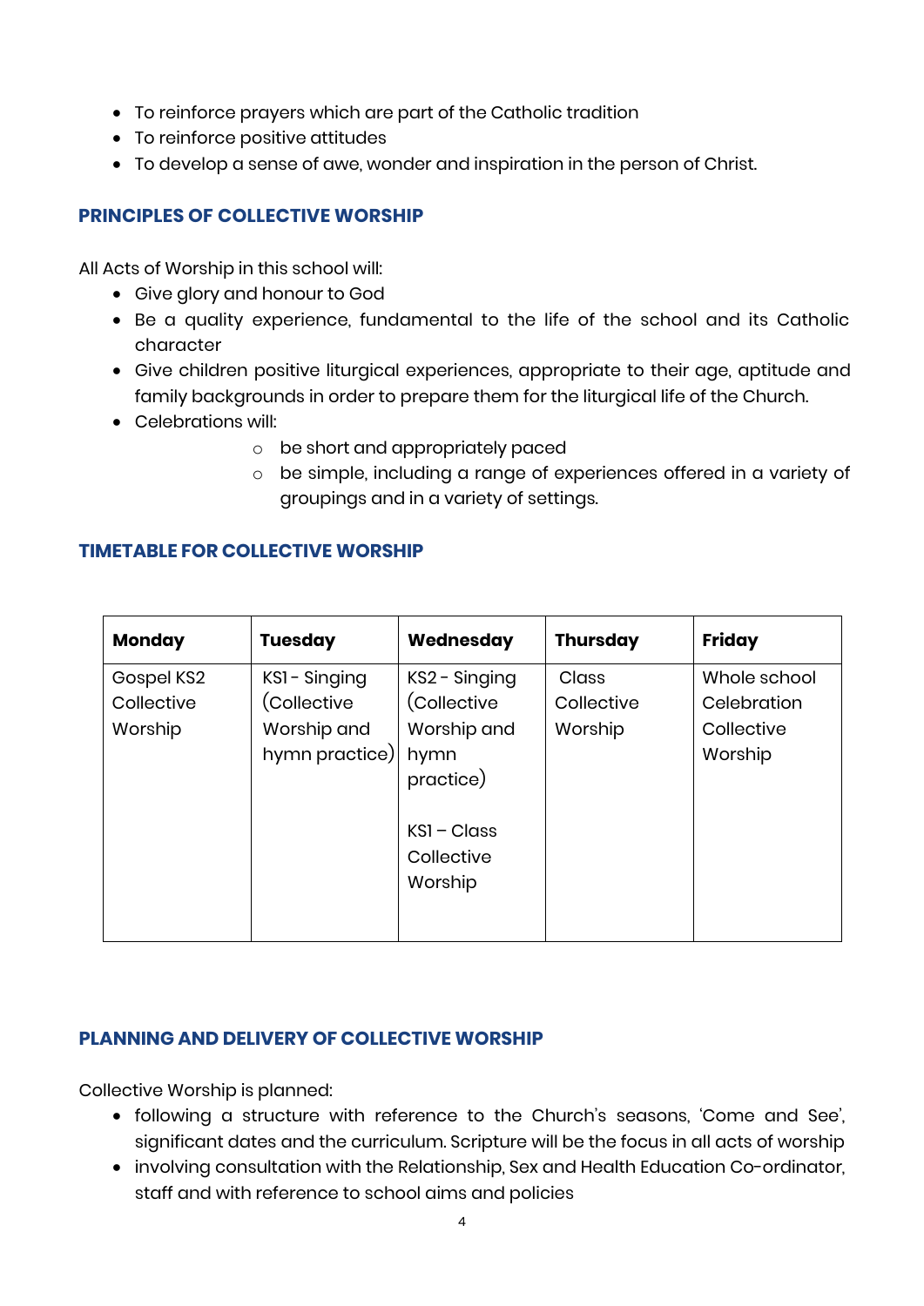- To reinforce prayers which are part of the Catholic tradition
- To reinforce positive attitudes
- To develop a sense of awe, wonder and inspiration in the person of Christ.

## PRINCIPLES OF COLLECTIVE WORSHIP

All Acts of Worship in this school will:

- Give glory and honour to God
- Be a quality experience, fundamental to the life of the school and its Catholic character
- Give children positive liturgical experiences, appropriate to their age, aptitude and family backgrounds in order to prepare them for the liturgical life of the Church.
- Celebrations will:
    - be short and appropriately paced
    - be simple, including a range of experiences offered in a variety of groupings and in a variety of settings.

## TIMETABLE FOR COLLECTIVE WORSHIP

| **Monday** | **Tuesday** | **Wednesday** | **Thursday** | **Friday** |
|---|---|---|---|---|
| Gospel KS2 Collective Worship | KS1 - Singing (Collective Worship and hymn practice) | KS2 - Singing (Collective Worship and hymn practice)<br><br>KS1 – Class Collective Worship | Class Collective Worship | Whole school Celebration Collective Worship |

## PLANNING AND DELIVERY OF COLLECTIVE WORSHIP

Collective Worship is planned:

- following a structure with reference to the Church's seasons, 'Come and See', significant dates and the curriculum. Scripture will be the focus in all acts of worship
- involving consultation with the Relationship, Sex and Health Education Co-ordinator, staff and with reference to school aims and policies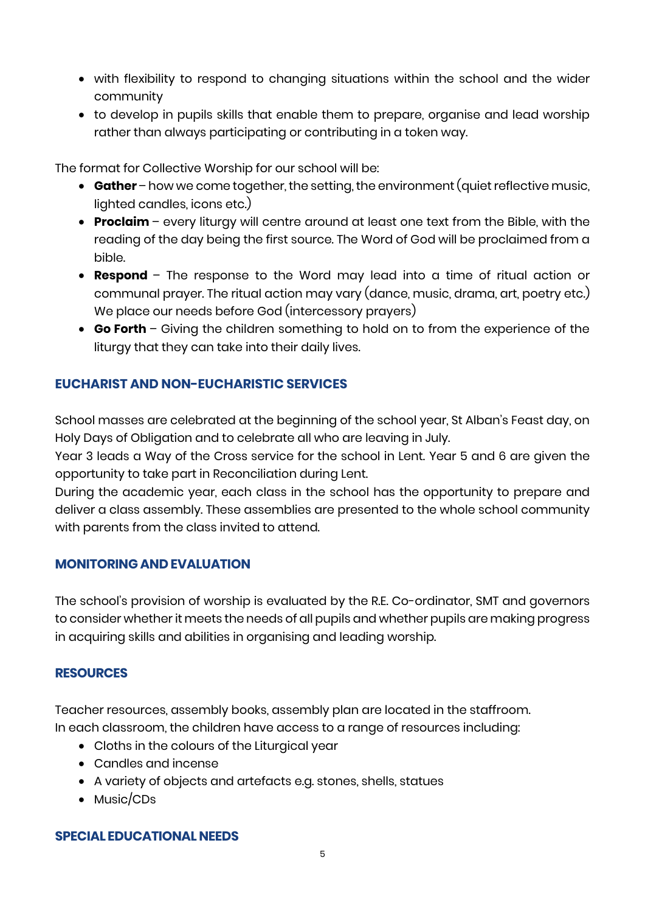- with flexibility to respond to changing situations within the school and the wider community
- to develop in pupils skills that enable them to prepare, organise and lead worship rather than always participating or contributing in a token way.

The format for Collective Worship for our school will be:

- **Gather** – how we come together, the setting, the environment (quiet reflective music, lighted candles, icons etc.)
- **Proclaim** – every liturgy will centre around at least one text from the Bible, with the reading of the day being the first source. The Word of God will be proclaimed from a bible.
- **Respond** – The response to the Word may lead into a time of ritual action or communal prayer. The ritual action may vary (dance, music, drama, art, poetry etc.) We place our needs before God (intercessory prayers)
- **Go Forth** – Giving the children something to hold on to from the experience of the liturgy that they can take into their daily lives.

## EUCHARIST AND NON-EUCHARISTIC SERVICES

School masses are celebrated at the beginning of the school year, St Alban's Feast day, on Holy Days of Obligation and to celebrate all who are leaving in July.
Year 3 leads a Way of the Cross service for the school in Lent. Year 5 and 6 are given the opportunity to take part in Reconciliation during Lent.
During the academic year, each class in the school has the opportunity to prepare and deliver a class assembly. These assemblies are presented to the whole school community with parents from the class invited to attend.

## MONITORING AND EVALUATION

The school's provision of worship is evaluated by the R.E. Co-ordinator, SMT and governors to consider whether it meets the needs of all pupils and whether pupils are making progress in acquiring skills and abilities in organising and leading worship.

## RESOURCES

Teacher resources, assembly books, assembly plan are located in the staffroom.
In each classroom, the children have access to a range of resources including:

- Cloths in the colours of the Liturgical year
- Candles and incense
- A variety of objects and artefacts e.g. stones, shells, statues
- Music/CDs

## SPECIAL EDUCATIONAL NEEDS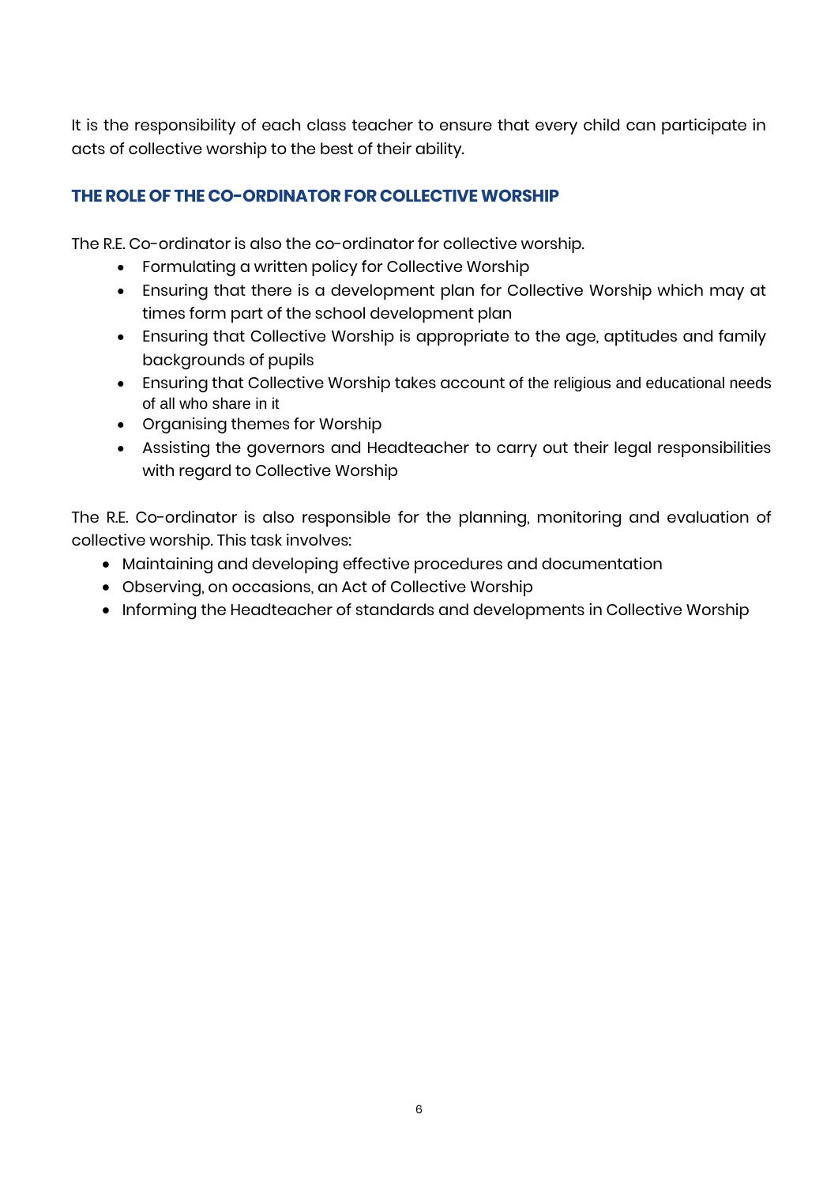It is the responsibility of each class teacher to ensure that every child can participate in acts of collective worship to the best of their ability.

## THE ROLE OF THE CO-ORDINATOR FOR COLLECTIVE WORSHIP

The R.E. Co-ordinator is also the co-ordinator for collective worship.

- Formulating a written policy for Collective Worship
- Ensuring that there is a development plan for Collective Worship which may at times form part of the school development plan
- Ensuring that Collective Worship is appropriate to the age, aptitudes and family backgrounds of pupils
- Ensuring that Collective Worship takes account of the religious and educational needs of all who share in it
- Organising themes for Worship
- Assisting the governors and Headteacher to carry out their legal responsibilities with regard to Collective Worship

The R.E. Co-ordinator is also responsible for the planning, monitoring and evaluation of collective worship. This task involves:

- Maintaining and developing effective procedures and documentation
- Observing, on occasions, an Act of Collective Worship
- Informing the Headteacher of standards and developments in Collective Worship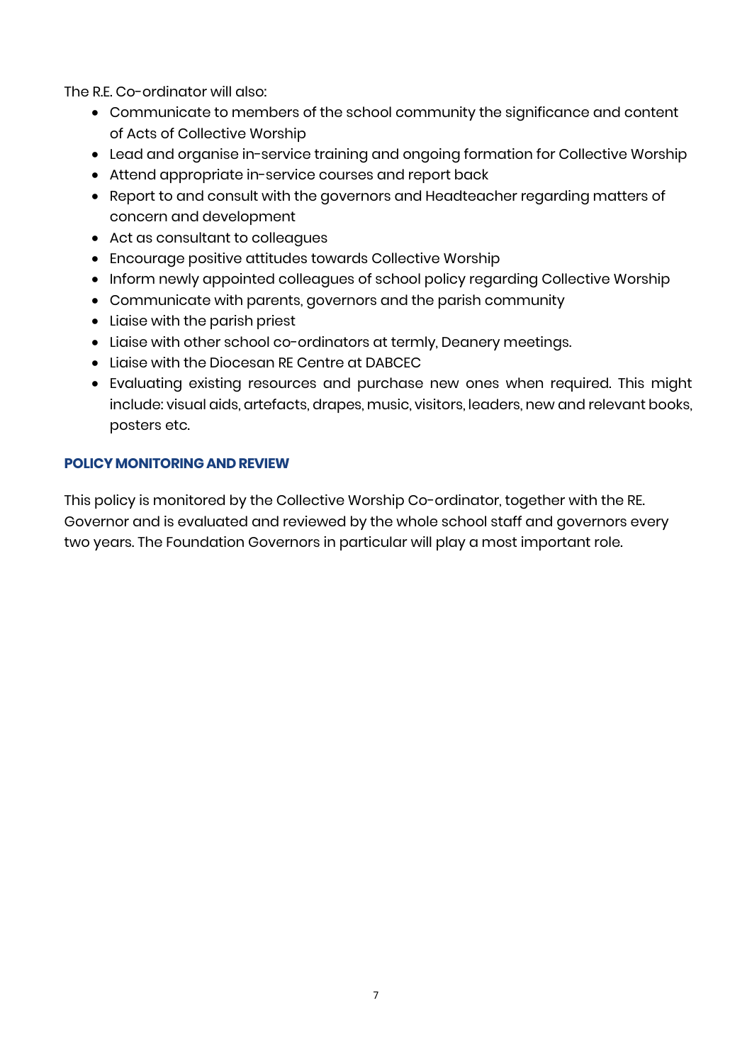The R.E. Co-ordinator will also:

- Communicate to members of the school community the significance and content of Acts of Collective Worship
- Lead and organise in-service training and ongoing formation for Collective Worship
- Attend appropriate in-service courses and report back
- Report to and consult with the governors and Headteacher regarding matters of concern and development
- Act as consultant to colleagues
- Encourage positive attitudes towards Collective Worship
- Inform newly appointed colleagues of school policy regarding Collective Worship
- Communicate with parents, governors and the parish community
- Liaise with the parish priest
- Liaise with other school co-ordinators at termly, Deanery meetings.
- Liaise with the Diocesan RE Centre at DABCEC
- Evaluating existing resources and purchase new ones when required. This might include: visual aids, artefacts, drapes, music, visitors, leaders, new and relevant books, posters etc.

### POLICY MONITORING AND REVIEW

This policy is monitored by the Collective Worship Co-ordinator, together with the RE. Governor and is evaluated and reviewed by the whole school staff and governors every two years. The Foundation Governors in particular will play a most important role.